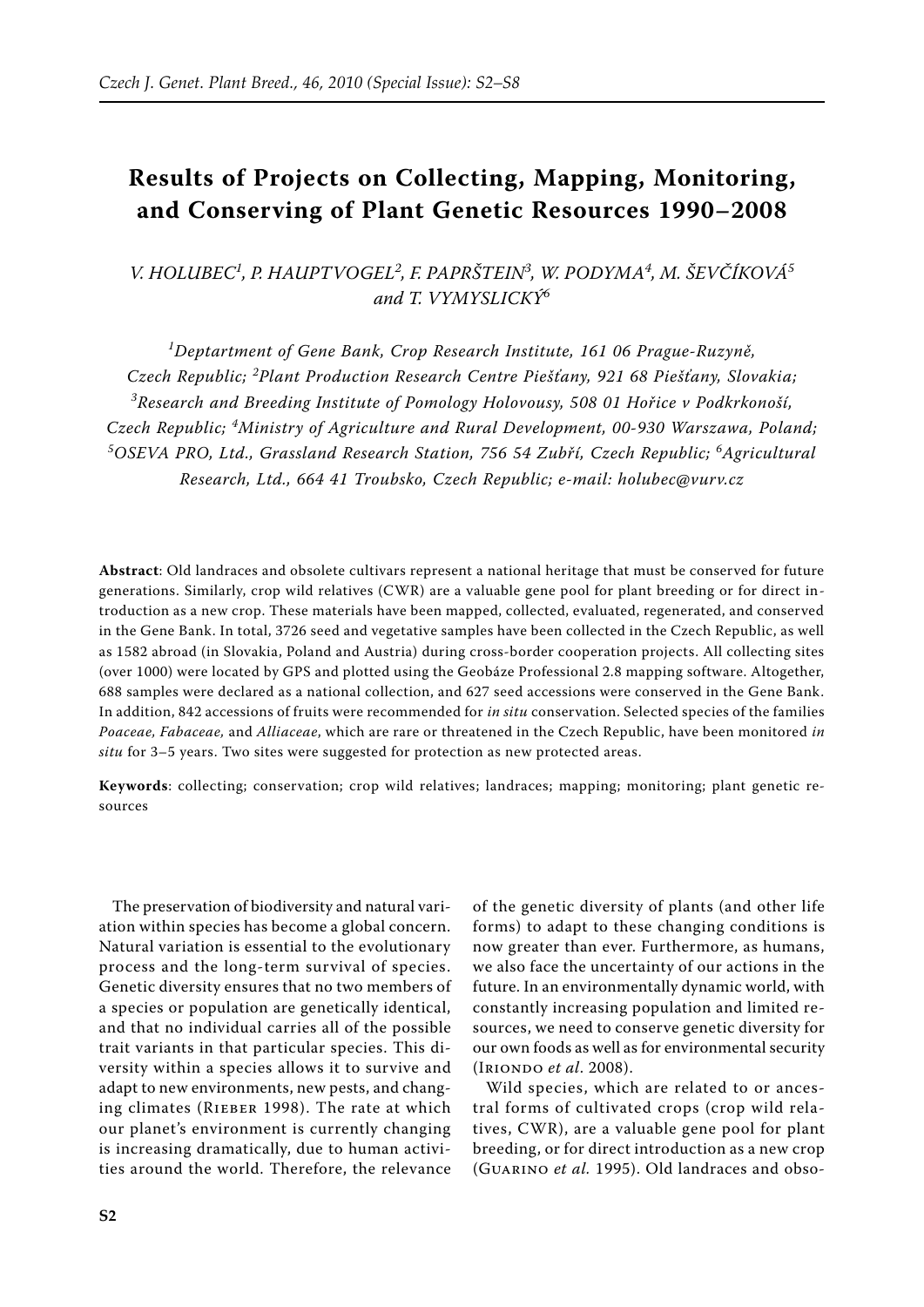# Results of Projects on Collecting, Mapping, Monitoring, and Conserving of Plant Genetic Resources 1990–2008

V. HOLUBEC[1], P. HAUPTVOGEL[2], F. PAPRŠTEIN[3], W. PODYMA[4], M. ŠEVČÍKOVÁ[5] and T. VYMYSLICKÝ[6]

[1]Deptartment of Gene Bank, Crop Research Institute, 161 06 Prague-Ruzyně, Czech Republic; [2]Plant Production Research Centre Piešťany, 921 68 Piešťany, Slovakia; [3]Research and Breeding Institute of Pomology Holovousy, 508 01 Hořice v Podkrkonoší, Czech Republic; [4]Ministry of Agriculture and Rural Development, 00-930 Warszawa, Poland; [5]OSEVA PRO, Ltd., Grassland Research Station, 756 54 Zubří, Czech Republic; [6]Agricultural Research, Ltd., 664 41 Troubsko, Czech Republic; e-mail: holubec@vurv.cz

**Abstract**: Old landraces and obsolete cultivars represent a national heritage that must be conserved for future generations. Similarly, crop wild relatives (CWR) are a valuable gene pool for plant breeding or for direct introduction as a new crop. These materials have been mapped, collected, evaluated, regenerated, and conserved in the Gene Bank. In total, 3726 seed and vegetative samples have been collected in the Czech Republic, as well as 1582 abroad (in Slovakia, Poland and Austria) during cross-border cooperation projects. All collecting sites (over 1000) were located by GPS and plotted using the Geobáze Professional 2.8 mapping software. Altogether, 688 samples were declared as a national collection, and 627 seed accessions were conserved in the Gene Bank. In addition, 842 accessions of fruits were recommended for *in situ* conservation. Selected species of the families *Poaceae*, *Fabaceae*, and *Alliaceae*, which are rare or threatened in the Czech Republic, have been monitored *in situ* for 3–5 years. Two sites were suggested for protection as new protected areas.

**Keywords**: collecting; conservation; crop wild relatives; landraces; mapping; monitoring; plant genetic resources

The preservation of biodiversity and natural variation within species has become a global concern. Natural variation is essential to the evolutionary process and the long-term survival of species. Genetic diversity ensures that no two members of a species or population are genetically identical, and that no individual carries all of the possible trait variants in that particular species. This diversity within a species allows it to survive and adapt to new environments, new pests, and changing climates (Rieber 1998). The rate at which our planet's environment is currently changing is increasing dramatically, due to human activities around the world. Therefore, the relevance of the genetic diversity of plants (and other life forms) to adapt to these changing conditions is now greater than ever. Furthermore, as humans, we also face the uncertainty of our actions in the future. In an environmentally dynamic world, with constantly increasing population and limited resources, we need to conserve genetic diversity for our own foods as well as for environmental security (Iriondo *et al*. 2008).

Wild species, which are related to or ancestral forms of cultivated crops (crop wild relatives, CWR), are a valuable gene pool for plant breeding, or for direct introduction as a new crop (Guarino *et al.* 1995). Old landraces and obso-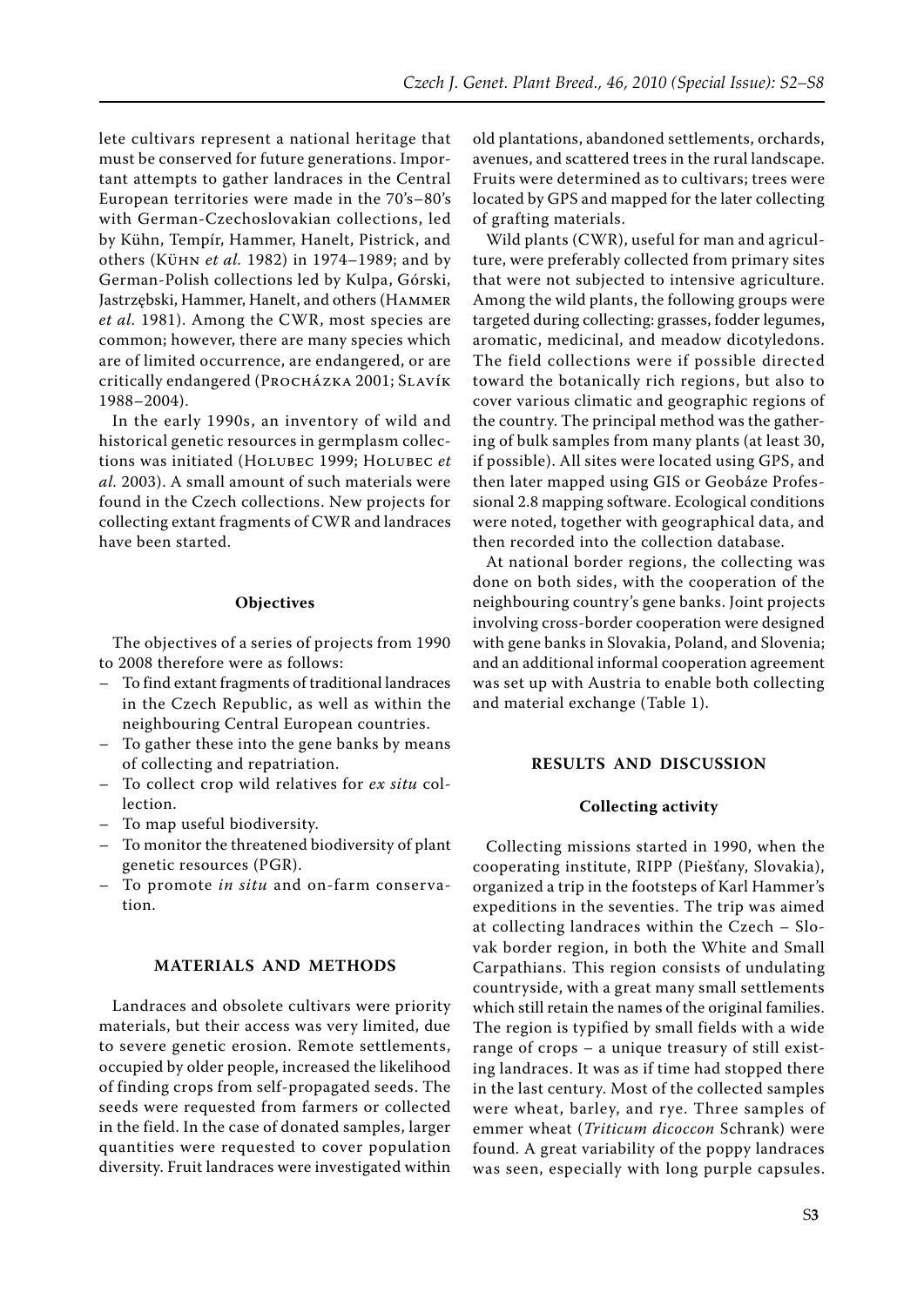lete cultivars represent a national heritage that must be conserved for future generations. Important attempts to gather landraces in the Central European territories were made in the 70's–80's with German-Czechoslovakian collections, led by Kühn, Tempír, Hammer, Hanelt, Pistrick, and others (Kühn *et al.* 1982) in 1974–1989; and by German-Polish collections led by Kulpa, Górski, Jastrzębski, Hammer, Hanelt, and others (Hammer *et al.* 1981). Among the CWR, most species are common; however, there are many species which are of limited occurrence, are endangered, or are critically endangered (Procházka 2001; Slavík 1988–2004).

In the early 1990s, an inventory of wild and historical genetic resources in germplasm collections was initiated (Holubec 1999; Holubec *et al.* 2003). A small amount of such materials were found in the Czech collections. New projects for collecting extant fragments of CWR and landraces have been started.

### Objectives

The objectives of a series of projects from 1990 to 2008 therefore were as follows:

- To find extant fragments of traditional landraces in the Czech Republic, as well as within the neighbouring Central European countries.
- To gather these into the gene banks by means of collecting and repatriation.
- To collect crop wild relatives for *ex situ* collection.
- To map useful biodiversity.
- To monitor the threatened biodiversity of plant genetic resources (PGR).
- To promote *in situ* and on-farm conservation.

## MATERIALS AND METHODS

Landraces and obsolete cultivars were priority materials, but their access was very limited, due to severe genetic erosion. Remote settlements, occupied by older people, increased the likelihood of finding crops from self-propagated seeds. The seeds were requested from farmers or collected in the field. In the case of donated samples, larger quantities were requested to cover population diversity. Fruit landraces were investigated within old plantations, abandoned settlements, orchards, avenues, and scattered trees in the rural landscape. Fruits were determined as to cultivars; trees were located by GPS and mapped for the later collecting of grafting materials.

Wild plants (CWR), useful for man and agriculture, were preferably collected from primary sites that were not subjected to intensive agriculture. Among the wild plants, the following groups were targeted during collecting: grasses, fodder legumes, aromatic, medicinal, and meadow dicotyledons. The field collections were if possible directed toward the botanically rich regions, but also to cover various climatic and geographic regions of the country. The principal method was the gathering of bulk samples from many plants (at least 30, if possible). All sites were located using GPS, and then later mapped using GIS or Geobáze Professional 2.8 mapping software. Ecological conditions were noted, together with geographical data, and then recorded into the collection database.

At national border regions, the collecting was done on both sides, with the cooperation of the neighbouring country's gene banks. Joint projects involving cross-border cooperation were designed with gene banks in Slovakia, Poland, and Slovenia; and an additional informal cooperation agreement was set up with Austria to enable both collecting and material exchange (Table 1).

## RESULTS AND DISCUSSION

### Collecting activity

Collecting missions started in 1990, when the cooperating institute, RIPP (Piešťany, Slovakia), organized a trip in the footsteps of Karl Hammer's expeditions in the seventies. The trip was aimed at collecting landraces within the Czech – Slovak border region, in both the White and Small Carpathians. This region consists of undulating countryside, with a great many small settlements which still retain the names of the original families. The region is typified by small fields with a wide range of crops – a unique treasury of still existing landraces. It was as if time had stopped there in the last century. Most of the collected samples were wheat, barley, and rye. Three samples of emmer wheat (*Triticum dicoccon* Schrank) were found. A great variability of the poppy landraces was seen, especially with long purple capsules.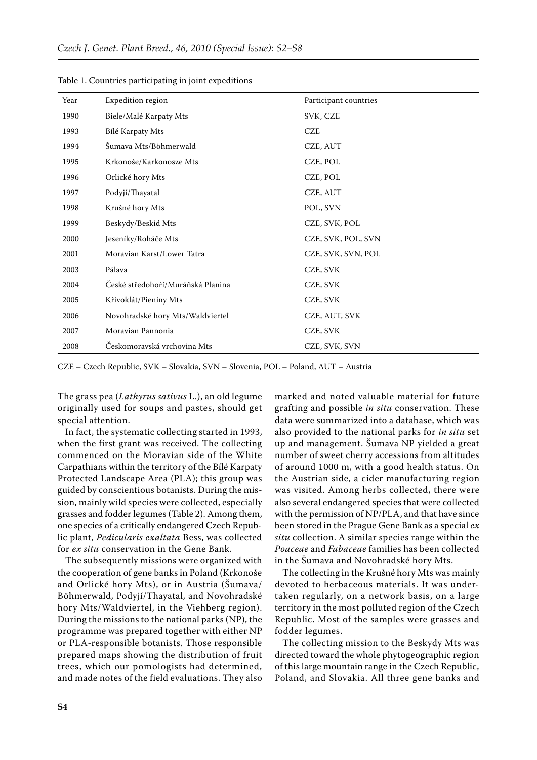Table 1. Countries participating in joint expeditions

| Year | Expedition region | Participant countries |
|---|---|---|
| 1990 | Biele/Malé Karpaty Mts | SVK, CZE |
| 1993 | Bílé Karpaty Mts | CZE |
| 1994 | Šumava Mts/Böhmerwald | CZE, AUT |
| 1995 | Krkonoše/Karkonosze Mts | CZE, POL |
| 1996 | Orlické hory Mts | CZE, POL |
| 1997 | Podyjí/Thayatal | CZE, AUT |
| 1998 | Krušné hory Mts | POL, SVN |
| 1999 | Beskydy/Beskid Mts | CZE, SVK, POL |
| 2000 | Jeseníky/Roháče Mts | CZE, SVK, POL, SVN |
| 2001 | Moravian Karst/Lower Tatra | CZE, SVK, SVN, POL |
| 2003 | Pálava | CZE, SVK |
| 2004 | České středohoří/Muráňská Planina | CZE, SVK |
| 2005 | Křivoklát/Pieniny Mts | CZE, SVK |
| 2006 | Novohradské hory Mts/Waldviertel | CZE, AUT, SVK |
| 2007 | Moravian Pannonia | CZE, SVK |
| 2008 | Českomoravská vrchovina Mts | CZE, SVK, SVN |

CZE – Czech Republic, SVK – Slovakia, SVN – Slovenia, POL – Poland, AUT – Austria

The grass pea (*Lathyrus sativus* L.), an old legume originally used for soups and pastes, should get special attention.

In fact, the systematic collecting started in 1993, when the first grant was received. The collecting commenced on the Moravian side of the White Carpathians within the territory of the Bílé Karpaty Protected Landscape Area (PLA); this group was guided by conscientious botanists. During the mission, mainly wild species were collected, especially grasses and fodder legumes (Table 2). Among them, one species of a critically endangered Czech Republic plant, *Pedicularis exaltata* Bess, was collected for *ex situ* conservation in the Gene Bank.

The subsequently missions were organized with the cooperation of gene banks in Poland (Krkonoše and Orlické hory Mts), or in Austria (Šumava/Böhmerwald, Podyjí/Thayatal, and Novohradské hory Mts/Waldviertel, in the Viehberg region). During the missions to the national parks (NP), the programme was prepared together with either NP or PLA-responsible botanists. Those responsible prepared maps showing the distribution of fruit trees, which our pomologists had determined, and made notes of the field evaluations. They also marked and noted valuable material for future grafting and possible *in situ* conservation. These data were summarized into a database, which was also provided to the national parks for *in situ* set up and management. Šumava NP yielded a great number of sweet cherry accessions from altitudes of around 1000 m, with a good health status. On the Austrian side, a cider manufacturing region was visited. Among herbs collected, there were also several endangered species that were collected with the permission of NP/PLA, and that have since been stored in the Prague Gene Bank as a special *ex situ* collection. A similar species range within the *Poaceae* and *Fabaceae* families has been collected in the Šumava and Novohradské hory Mts.

The collecting in the Krušné hory Mts was mainly devoted to herbaceous materials. It was undertaken regularly, on a network basis, on a large territory in the most polluted region of the Czech Republic. Most of the samples were grasses and fodder legumes.

The collecting mission to the Beskydy Mts was directed toward the whole phytogeographic region of this large mountain range in the Czech Republic, Poland, and Slovakia. All three gene banks and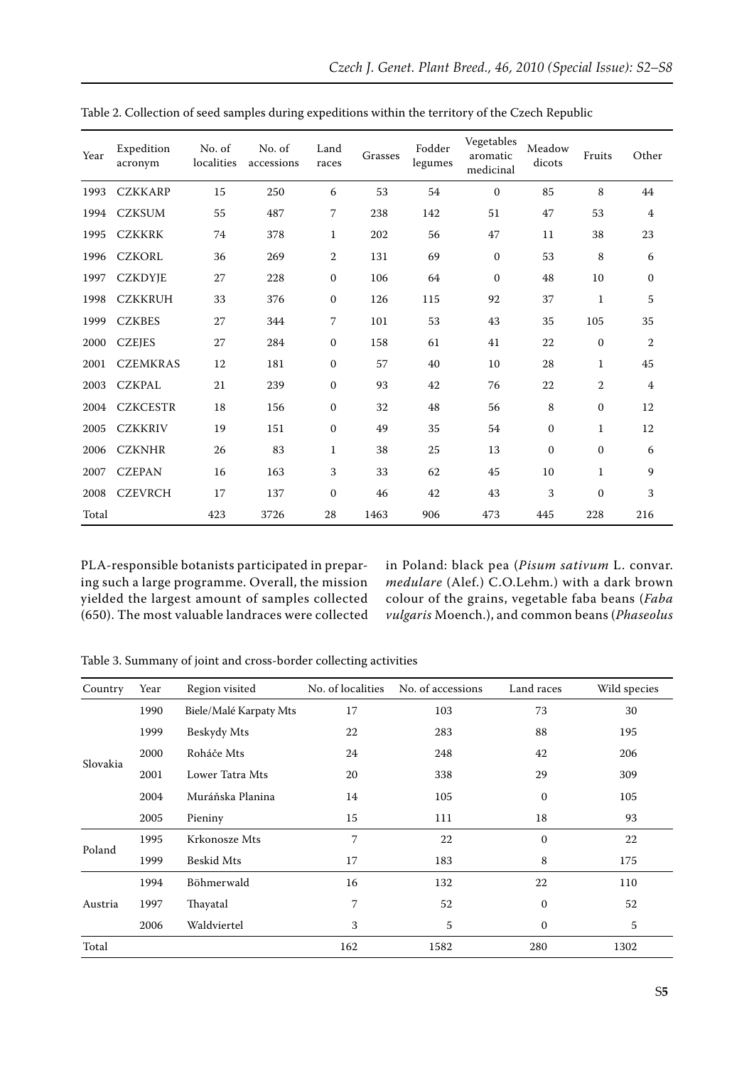Table 2. Collection of seed samples during expeditions within the territory of the Czech Republic

| Year | Expedition acronym | No. of localities | No. of accessions | Land races | Grasses | Fodder legumes | Vegetables aromatic medicinal | Meadow dicots | Fruits | Other |
|---|---|---|---|---|---|---|---|---|---|---|
| 1993 | CZKKARP | 15 | 250 | 6 | 53 | 54 | 0 | 85 | 8 | 44 |
| 1994 | CZKSUM | 55 | 487 | 7 | 238 | 142 | 51 | 47 | 53 | 4 |
| 1995 | CZKKRK | 74 | 378 | 1 | 202 | 56 | 47 | 11 | 38 | 23 |
| 1996 | CZKORL | 36 | 269 | 2 | 131 | 69 | 0 | 53 | 8 | 6 |
| 1997 | CZKDYJE | 27 | 228 | 0 | 106 | 64 | 0 | 48 | 10 | 0 |
| 1998 | CZKKRUH | 33 | 376 | 0 | 126 | 115 | 92 | 37 | 1 | 5 |
| 1999 | CZKBES | 27 | 344 | 7 | 101 | 53 | 43 | 35 | 105 | 35 |
| 2000 | CZEJES | 27 | 284 | 0 | 158 | 61 | 41 | 22 | 0 | 2 |
| 2001 | CZEMKRAS | 12 | 181 | 0 | 57 | 40 | 10 | 28 | 1 | 45 |
| 2003 | CZKPAL | 21 | 239 | 0 | 93 | 42 | 76 | 22 | 2 | 4 |
| 2004 | CZKCESTR | 18 | 156 | 0 | 32 | 48 | 56 | 8 | 0 | 12 |
| 2005 | CZKKRIV | 19 | 151 | 0 | 49 | 35 | 54 | 0 | 1 | 12 |
| 2006 | CZKNHR | 26 | 83 | 1 | 38 | 25 | 13 | 0 | 0 | 6 |
| 2007 | CZEPAN | 16 | 163 | 3 | 33 | 62 | 45 | 10 | 1 | 9 |
| 2008 | CZEVRCH | 17 | 137 | 0 | 46 | 42 | 43 | 3 | 0 | 3 |
| Total | | 423 | 3726 | 28 | 1463 | 906 | 473 | 445 | 228 | 216 |

PLA-responsible botanists participated in preparing such a large programme. Overall, the mission yielded the largest amount of samples collected (650). The most valuable landraces were collected in Poland: black pea (*Pisum sativum* L. convar. *medulare* (Alef.) C.O.Lehm.) with a dark brown colour of the grains, vegetable faba beans (*Faba vulgaris* Moench.), and common beans (*Phaseolus*

Table 3. Summary of joint and cross-border collecting activities

| Country | Year | Region visited | No. of localities | No. of accessions | Land races | Wild species |
|---|---|---|---|---|---|---|
| Slovakia | 1990 | Biele/Malé Karpaty Mts | 17 | 103 | 73 | 30 |
| | 1999 | Beskydy Mts | 22 | 283 | 88 | 195 |
| | 2000 | Roháče Mts | 24 | 248 | 42 | 206 |
| | 2001 | Lower Tatra Mts | 20 | 338 | 29 | 309 |
| | 2004 | Muráňska Planina | 14 | 105 | 0 | 105 |
| | 2005 | Pieniny | 15 | 111 | 18 | 93 |
| Poland | 1995 | Krkonosze Mts | 7 | 22 | 0 | 22 |
| | 1999 | Beskid Mts | 17 | 183 | 8 | 175 |
| Austria | 1994 | Böhmerwald | 16 | 132 | 22 | 110 |
| | 1997 | Thayatal | 7 | 52 | 0 | 52 |
| | 2006 | Waldviertel | 3 | 5 | 0 | 5 |
| Total | | | 162 | 1582 | 280 | 1302 |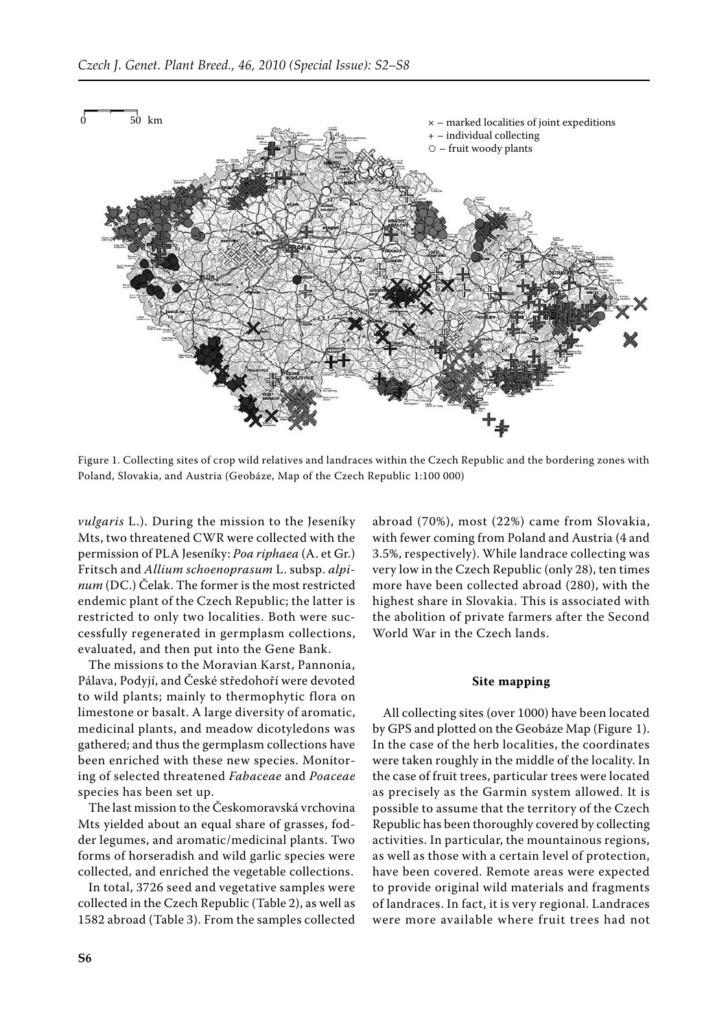Figure 1. Collecting sites of crop wild relatives and landraces within the Czech Republic and the bordering zones with Poland, Slovakia, and Austria (Geobáze, Map of the Czech Republic 1:100 000)

*vulgaris* L.). During the mission to the Jeseníky Mts, two threatened CWR were collected with the permission of PLA Jeseníky: *Poa riphaea* (A. et Gr.) Fritsch and *Allium schoenoprasum* L. subsp. *alpinum* (DC.) Čelak. The former is the most restricted endemic plant of the Czech Republic; the latter is restricted to only two localities. Both were successfully regenerated in germplasm collections, evaluated, and then put into the Gene Bank.

The missions to the Moravian Karst, Pannonia, Pálava, Podyjí, and České středohoří were devoted to wild plants; mainly to thermophytic flora on limestone or basalt. A large diversity of aromatic, medicinal plants, and meadow dicotyledons was gathered; and thus the germplasm collections have been enriched with these new species. Monitoring of selected threatened *Fabaceae* and *Poaceae* species has been set up.

The last mission to the Českomoravská vrchovina Mts yielded about an equal share of grasses, fodder legumes, and aromatic/medicinal plants. Two forms of horseradish and wild garlic species were collected, and enriched the vegetable collections.

In total, 3726 seed and vegetative samples were collected in the Czech Republic (Table 2), as well as 1582 abroad (Table 3). From the samples collected abroad (70%), most (22%) came from Slovakia, with fewer coming from Poland and Austria (4 and 3.5%, respectively). While landrace collecting was very low in the Czech Republic (only 28), ten times more have been collected abroad (280), with the highest share in Slovakia. This is associated with the abolition of private farmers after the Second World War in the Czech lands.

## Site mapping

All collecting sites (over 1000) have been located by GPS and plotted on the Geobáze Map (Figure 1). In the case of the herb localities, the coordinates were taken roughly in the middle of the locality. In the case of fruit trees, particular trees were located as precisely as the Garmin system allowed. It is possible to assume that the territory of the Czech Republic has been thoroughly covered by collecting activities. In particular, the mountainous regions, as well as those with a certain level of protection, have been covered. Remote areas were expected to provide original wild materials and fragments of landraces. In fact, it is very regional. Landraces were more available where fruit trees had not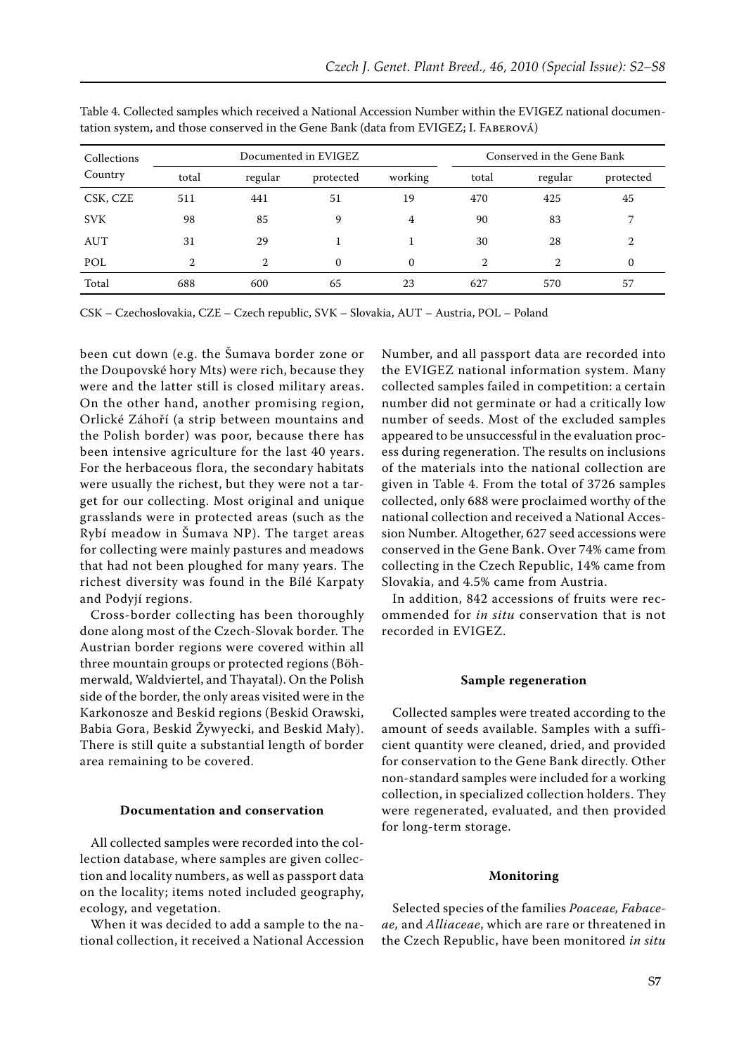Table 4. Collected samples which received a National Accession Number within the EVIGEZ national documentation system, and those conserved in the Gene Bank (data from EVIGEZ; I. Faberová)

| Collections Country | Documented in EVIGEZ | | | | Conserved in the Gene Bank | | |
|---|---|---|---|---|---|---|---|
| | total | regular | protected | working | total | regular | protected |
| CSK, CZE | 511 | 441 | 51 | 19 | 470 | 425 | 45 |
| SVK | 98 | 85 | 9 | 4 | 90 | 83 | 7 |
| AUT | 31 | 29 | 1 | 1 | 30 | 28 | 2 |
| POL | 2 | 2 | 0 | 0 | 2 | 2 | 0 |
| Total | 688 | 600 | 65 | 23 | 627 | 570 | 57 |

CSK – Czechoslovakia, CZE – Czech republic, SVK – Slovakia, AUT – Austria, POL – Poland

been cut down (e.g. the Šumava border zone or the Doupovské hory Mts) were rich, because they were and the latter still is closed military areas. On the other hand, another promising region, Orlické Záhoří (a strip between mountains and the Polish border) was poor, because there has been intensive agriculture for the last 40 years. For the herbaceous flora, the secondary habitats were usually the richest, but they were not a target for our collecting. Most original and unique grasslands were in protected areas (such as the Rybí meadow in Šumava NP). The target areas for collecting were mainly pastures and meadows that had not been ploughed for many years. The richest diversity was found in the Bílé Karpaty and Podyjí regions.

Cross-border collecting has been thoroughly done along most of the Czech-Slovak border. The Austrian border regions were covered within all three mountain groups or protected regions (Böhmerwald, Waldviertel, and Thayatal). On the Polish side of the border, the only areas visited were in the Karkonosze and Beskid regions (Beskid Orawski, Babia Gora, Beskid Żywyecki, and Beskid Mały). There is still quite a substantial length of border area remaining to be covered.

#### Documentation and conservation

All collected samples were recorded into the collection database, where samples are given collection and locality numbers, as well as passport data on the locality; items noted included geography, ecology, and vegetation.

When it was decided to add a sample to the national collection, it received a National Accession Number, and all passport data are recorded into the EVIGEZ national information system. Many collected samples failed in competition: a certain number did not germinate or had a critically low number of seeds. Most of the excluded samples appeared to be unsuccessful in the evaluation process during regeneration. The results on inclusions of the materials into the national collection are given in Table 4. From the total of 3726 samples collected, only 688 were proclaimed worthy of the national collection and received a National Accession Number. Altogether, 627 seed accessions were conserved in the Gene Bank. Over 74% came from collecting in the Czech Republic, 14% came from Slovakia, and 4.5% came from Austria.

In addition, 842 accessions of fruits were recommended for *in situ* conservation that is not recorded in EVIGEZ.

#### Sample regeneration

Collected samples were treated according to the amount of seeds available. Samples with a sufficient quantity were cleaned, dried, and provided for conservation to the Gene Bank directly. Other non-standard samples were included for a working collection, in specialized collection holders. They were regenerated, evaluated, and then provided for long-term storage.

#### Monitoring

Selected species of the families *Poaceae, Fabaceae,* and *Alliaceae*, which are rare or threatened in the Czech Republic, have been monitored *in situ*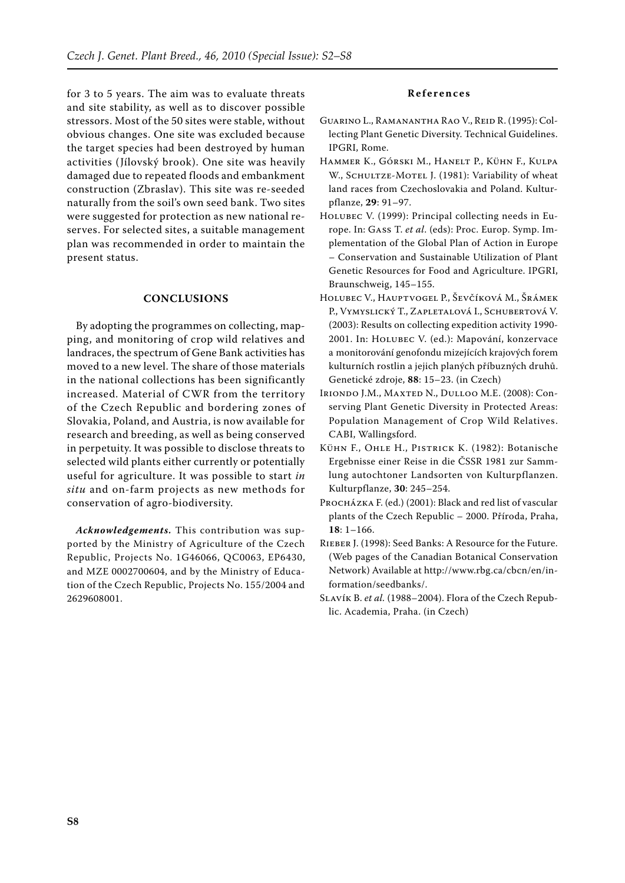for 3 to 5 years. The aim was to evaluate threats and site stability, as well as to discover possible stressors. Most of the 50 sites were stable, without obvious changes. One site was excluded because the target species had been destroyed by human activities (Jílovský brook). One site was heavily damaged due to repeated floods and embankment construction (Zbraslav). This site was re-seeded naturally from the soil's own seed bank. Two sites were suggested for protection as new national reserves. For selected sites, a suitable management plan was recommended in order to maintain the present status.

## CONCLUSIONS

By adopting the programmes on collecting, mapping, and monitoring of crop wild relatives and landraces, the spectrum of Gene Bank activities has moved to a new level. The share of those materials in the national collections has been significantly increased. Material of CWR from the territory of the Czech Republic and bordering zones of Slovakia, Poland, and Austria, is now available for research and breeding, as well as being conserved in perpetuity. It was possible to disclose threats to selected wild plants either currently or potentially useful for agriculture. It was possible to start *in situ* and on-farm projects as new methods for conservation of agro-biodiversity.

***Acknowledgements.*** This contribution was supported by the Ministry of Agriculture of the Czech Republic, Projects No. 1G46066, QC0063, EP6430, and MZE 0002700604, and by the Ministry of Education of the Czech Republic, Projects No. 155/2004 and 2629608001.

## References

Guarino L., Ramanantha Rao V., Reid R. (1995): Collecting Plant Genetic Diversity. Technical Guidelines. IPGRI, Rome.

Hammer K., Górski M., Hanelt P., Kühn F., Kulpa W., Schultze-Motel J. (1981): Variability of wheat land races from Czechoslovakia and Poland. Kulturpflanze, **29**: 91–97.

Holubec V. (1999): Principal collecting needs in Europe. In: Gass T. *et al*. (eds): Proc. Europ. Symp. Implementation of the Global Plan of Action in Europe – Conservation and Sustainable Utilization of Plant Genetic Resources for Food and Agriculture. IPGRI, Braunschweig, 145–155.

Holubec V., Hauptvogel P., Ševčíková M., Šrámek P., Vymyslický T., Zapletalová I., Schubertová V. (2003): Results on collecting expedition activity 1990-2001. In: Holubec V. (ed.): Mapování, konzervace a monitorování genofondu mizejících krajových forem kulturních rostlin a jejich planých příbuzných druhů. Genetické zdroje, **88**: 15–23. (in Czech)

Iriondo J.M., Maxted N., Dulloo M.E. (2008): Conserving Plant Genetic Diversity in Protected Areas: Population Management of Crop Wild Relatives. CABI, Wallingsford.

Kühn F., Ohle H., Pistrick K. (1982): Botanische Ergebnisse einer Reise in die ČSSR 1981 zur Sammlung autochtoner Landsorten von Kulturpflanzen. Kulturpflanze, **30**: 245–254.

Procházka F. (ed.) (2001): Black and red list of vascular plants of the Czech Republic – 2000. Příroda, Praha, **18**: 1–166.

Rieber J. (1998): Seed Banks: A Resource for the Future. (Web pages of the Canadian Botanical Conservation Network) Available at http://www.rbg.ca/cbcn/en/information/seedbanks/.

Slavík B. *et al.* (1988–2004). Flora of the Czech Republic. Academia, Praha. (in Czech)